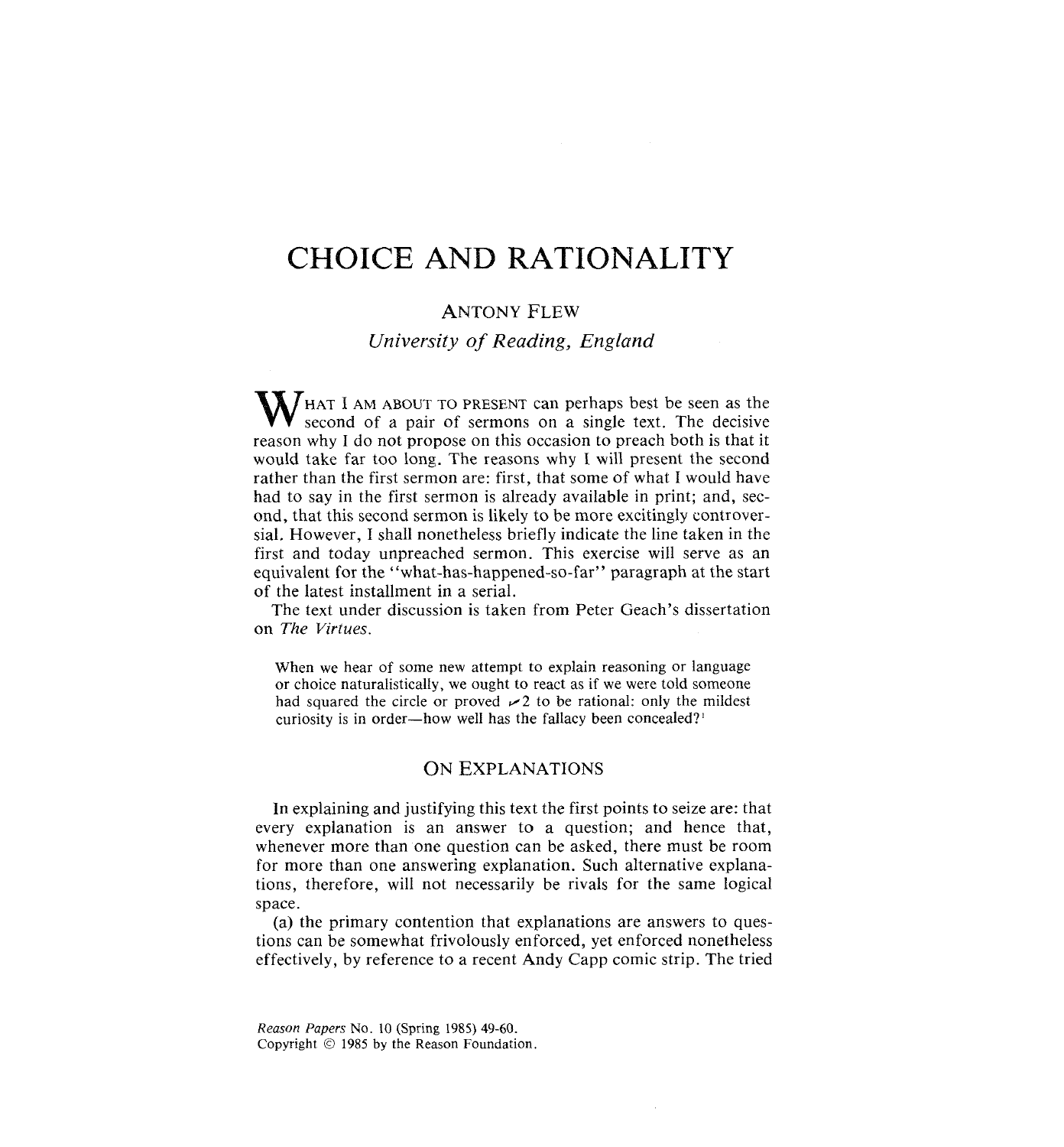# CHOICE AND RATIONALITY

ANTONY FLEW

*University of Reading, England*

WHAT I AM ABOUT TO PRESENT can perhaps best be seen as the second of a pair of sermons on a single text. The decisive reason why I do not propose on this occasion to preach both is that it would take far too long. The reasons why I will present the second rather than the first sermon are: first, that some of what I would have had to say in the first sermon is already available in print; and, second, that this second sermon is likely to be more excitingly controversial. However, I shall nonetheless briefly indicate the line taken in the first and today unpreached sermon. This exercise will serve as an equivalent for the "what-has-happened-so-far" paragraph at the start of the latest installment in a serial.

The text under discussion is taken from Peter Geach's dissertation on *The Virtues*.

> When we hear of some new attempt to explain reasoning or language or choice naturalistically, we ought to react as if we were told someone had squared the circle or proved $\sqrt{2}$ to be rational: only the mildest curiosity is in order—how well has the fallacy been concealed?[1]

## ON EXPLANATIONS

In explaining and justifying this text the first points to seize are: that every explanation is an answer to a question; and hence that, whenever more than one question can be asked, there must be room for more than one answering explanation. Such alternative explanations, therefore, will not necessarily be rivals for the same logical space.

(a) the primary contention that explanations are answers to questions can be somewhat frivolously enforced, yet enforced nonetheless effectively, by reference to a recent Andy Capp comic strip. The tried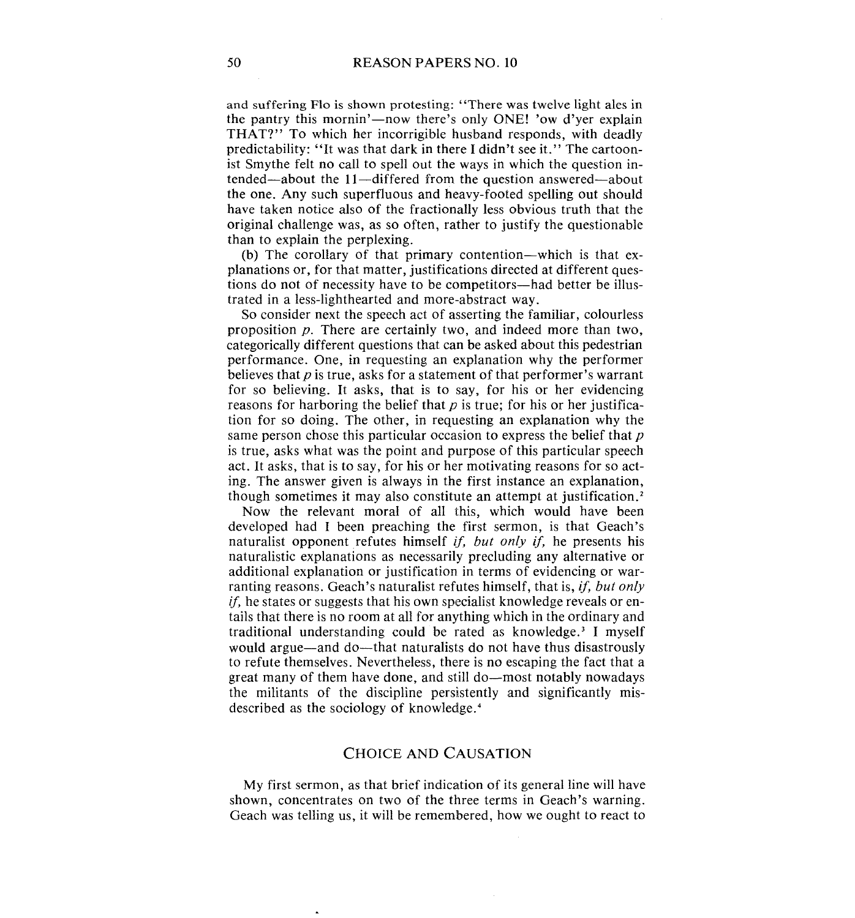and suffering Flo is shown protesting: "There was twelve light ales in the pantry this mornin'—now there's only ONE! 'ow d'yer explain THAT?" To which her incorrigible husband responds, with deadly predictability: "It was that dark in there I didn't see it." The cartoonist Smythe felt no call to spell out the ways in which the question intended—about the 11—differed from the question answered—about the one. Any such superfluous and heavy-footed spelling out should have taken notice also of the fractionally less obvious truth that the original challenge was, as so often, rather to justify the questionable than to explain the perplexing.

(b) The corollary of that primary contention—which is that explanations or, for that matter, justifications directed at different questions do not of necessity have to be competitors—had better be illustrated in a less-lighthearted and more-abstract way.

So consider next the speech act of asserting the familiar, colourless proposition *p*. There are certainly two, and indeed more than two, categorically different questions that can be asked about this pedestrian performance. One, in requesting an explanation why the performer believes that *p* is true, asks for a statement of that performer's warrant for so believing. It asks, that is to say, for his or her evidencing reasons for harboring the belief that *p* is true; for his or her justification for so doing. The other, in requesting an explanation why the same person chose this particular occasion to express the belief that *p* is true, asks what was the point and purpose of this particular speech act. It asks, that is to say, for his or her motivating reasons for so acting. The answer given is always in the first instance an explanation, though sometimes it may also constitute an attempt at justification.[2]

Now the relevant moral of all this, which would have been developed had I been preaching the first sermon, is that Geach's naturalist opponent refutes himself *if, but only if,* he presents his naturalistic explanations as necessarily precluding any alternative or additional explanation or justification in terms of evidencing or warranting reasons. Geach's naturalist refutes himself, that is, *if, but only if,* he states or suggests that his own specialist knowledge reveals or entails that there is no room at all for anything which in the ordinary and traditional understanding could be rated as knowledge.[3] I myself would argue—and do—that naturalists do not have thus disastrously to refute themselves. Nevertheless, there is no escaping the fact that a great many of them have done, and still do—most notably nowadays the militants of the discipline persistently and significantly misdescribed as the sociology of knowledge.[4]

## CHOICE AND CAUSATION

My first sermon, as that brief indication of its general line will have shown, concentrates on two of the three terms in Geach's warning. Geach was telling us, it will be remembered, how we ought to react to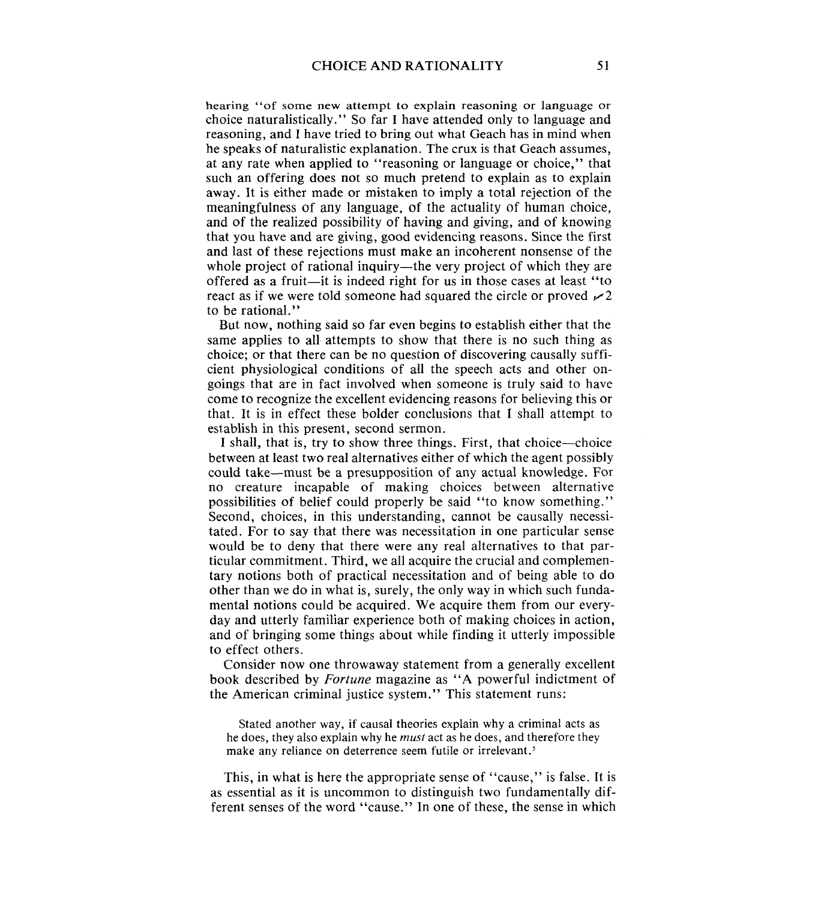hearing "of some new attempt to explain reasoning or language or choice naturalistically." So far I have attended only to language and reasoning, and I have tried to bring out what Geach has in mind when he speaks of naturalistic explanation. The crux is that Geach assumes, at any rate when applied to "reasoning or language or choice," that such an offering does not so much pretend to explain as to explain away. It is either made or mistaken to imply a total rejection of the meaningfulness of any language, of the actuality of human choice, and of the realized possibility of having and giving, and of knowing that you have and are giving, good evidencing reasons. Since the first and last of these rejections must make an incoherent nonsense of the whole project of rational inquiry—the very project of which they are offered as a fruit—it is indeed right for us in those cases at least "to react as if we were told someone had squared the circle or proved $\sqrt{2}$ to be rational."

But now, nothing said so far even begins to establish either that the same applies to all attempts to show that there is no such thing as choice; or that there can be no question of discovering causally sufficient physiological conditions of all the speech acts and other ongoings that are in fact involved when someone is truly said to have come to recognize the excellent evidencing reasons for believing this or that. It is in effect these bolder conclusions that I shall attempt to establish in this present, second sermon.

I shall, that is, try to show three things. First, that choice—choice between at least two real alternatives either of which the agent possibly could take—must be a presupposition of any actual knowledge. For no creature incapable of making choices between alternative possibilities of belief could properly be said "to know something." Second, choices, in this understanding, cannot be causally necessitated. For to say that there was necessitation in one particular sense would be to deny that there were any real alternatives to that particular commitment. Third, we all acquire the crucial and complementary notions both of practical necessitation and of being able to do other than we do in what is, surely, the only way in which such fundamental notions could be acquired. We acquire them from our everyday and utterly familiar experience both of making choices in action, and of bringing some things about while finding it utterly impossible to effect others.

Consider now one throwaway statement from a generally excellent book described by *Fortune* magazine as "A powerful indictment of the American criminal justice system." This statement runs:

> Stated another way, if causal theories explain why a criminal acts as he does, they also explain why he *must* act as he does, and therefore they make any reliance on deterrence seem futile or irrelevant.[5]

This, in what is here the appropriate sense of "cause," is false. It is as essential as it is uncommon to distinguish two fundamentally different senses of the word "cause." In one of these, the sense in which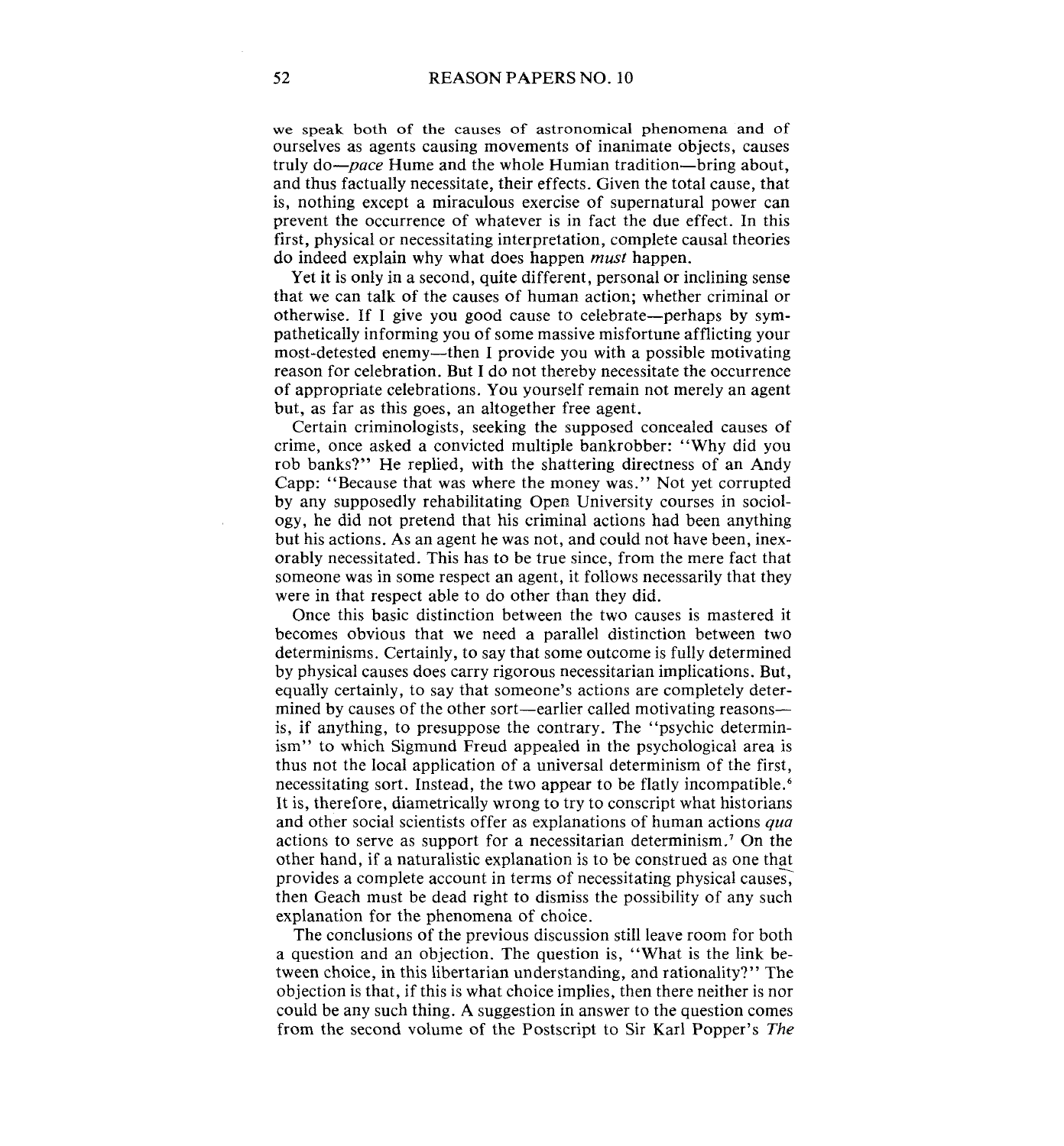we speak both of the causes of astronomical phenomena and of ourselves as agents causing movements of inanimate objects, causes truly do—*pace* Hume and the whole Humian tradition—bring about, and thus factually necessitate, their effects. Given the total cause, that is, nothing except a miraculous exercise of supernatural power can prevent the occurrence of whatever is in fact the due effect. In this first, physical or necessitating interpretation, complete causal theories do indeed explain why what does happen *must* happen.

Yet it is only in a second, quite different, personal or inclining sense that we can talk of the causes of human action; whether criminal or otherwise. If I give you good cause to celebrate—perhaps by sympathetically informing you of some massive misfortune afflicting your most-detested enemy—then I provide you with a possible motivating reason for celebration. But I do not thereby necessitate the occurrence of appropriate celebrations. You yourself remain not merely an agent but, as far as this goes, an altogether free agent.

Certain criminologists, seeking the supposed concealed causes of crime, once asked a convicted multiple bankrobber: "Why did you rob banks?" He replied, with the shattering directness of an Andy Capp: "Because that was where the money was." Not yet corrupted by any supposedly rehabilitating Open University courses in sociology, he did not pretend that his criminal actions had been anything but his actions. As an agent he was not, and could not have been, inexorably necessitated. This has to be true since, from the mere fact that someone was in some respect an agent, it follows necessarily that they were in that respect able to do other than they did.

Once this basic distinction between the two causes is mastered it becomes obvious that we need a parallel distinction between two determinisms. Certainly, to say that some outcome is fully determined by physical causes does carry rigorous necessitarian implications. But, equally certainly, to say that someone's actions are completely determined by causes of the other sort—earlier called motivating reasons—is, if anything, to presuppose the contrary. The "psychic determinism" to which Sigmund Freud appealed in the psychological area is thus not the local application of a universal determinism of the first, necessitating sort. Instead, the two appear to be flatly incompatible.[6] It is, therefore, diametrically wrong to try to conscript what historians and other social scientists offer as explanations of human actions *qua* actions to serve as support for a necessitarian determinism.[7] On the other hand, if a naturalistic explanation is to be construed as one that provides a complete account in terms of necessitating physical causes, then Geach must be dead right to dismiss the possibility of any such explanation for the phenomena of choice.

The conclusions of the previous discussion still leave room for both a question and an objection. The question is, "What is the link between choice, in this libertarian understanding, and rationality?" The objection is that, if this is what choice implies, then there neither is nor could be any such thing. A suggestion in answer to the question comes from the second volume of the Postscript to Sir Karl Popper's *The*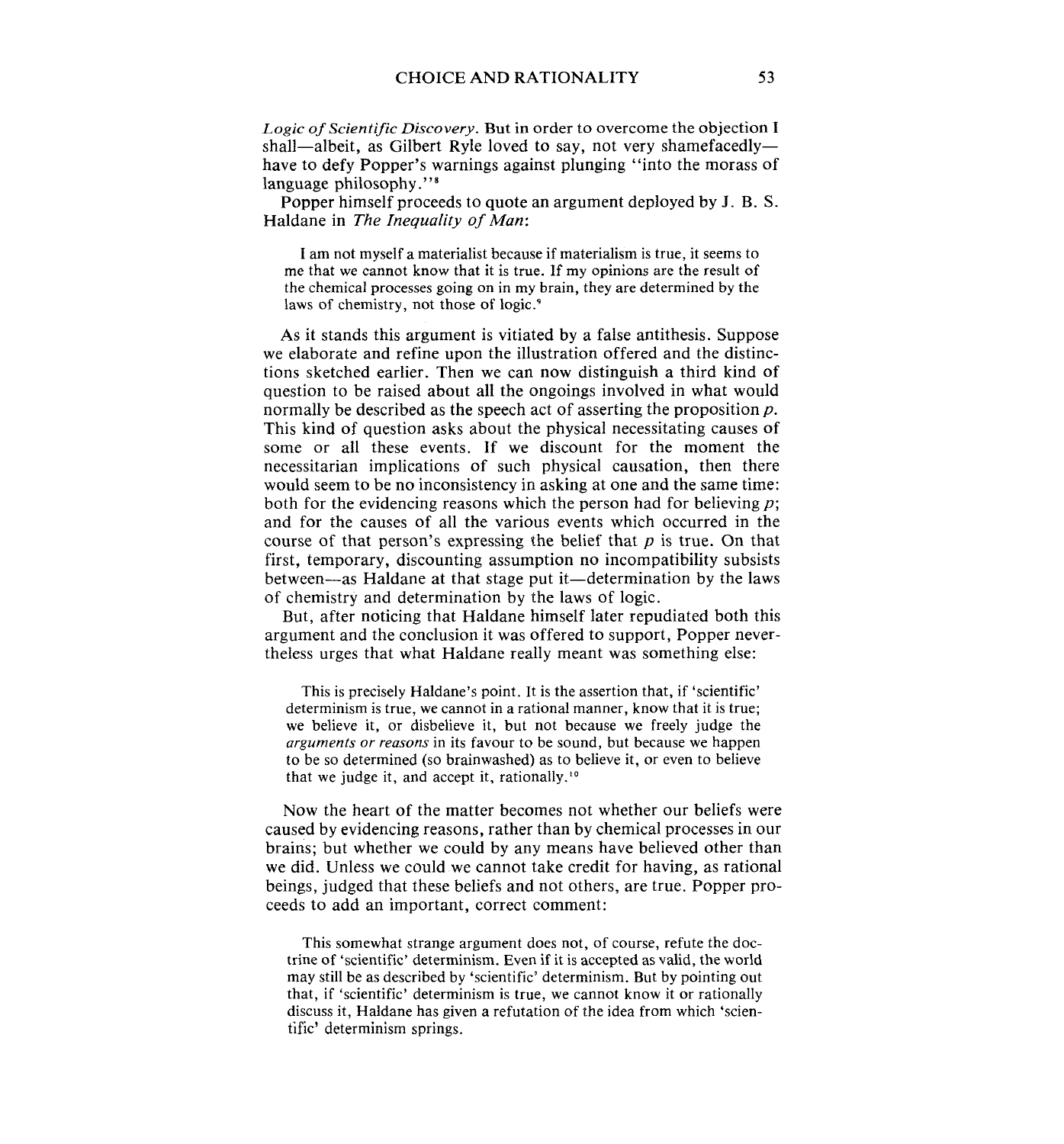*Logic of Scientific Discovery*. But in order to overcome the objection I shall—albeit, as Gilbert Ryle loved to say, not very shamefacedly—have to defy Popper's warnings against plunging "into the morass of language philosophy."[8]

Popper himself proceeds to quote an argument deployed by J. B. S. Haldane in *The Inequality of Man*:

> I am not myself a materialist because if materialism is true, it seems to me that we cannot know that it is true. If my opinions are the result of the chemical processes going on in my brain, they are determined by the laws of chemistry, not those of logic.[9]

As it stands this argument is vitiated by a false antithesis. Suppose we elaborate and refine upon the illustration offered and the distinctions sketched earlier. Then we can now distinguish a third kind of question to be raised about all the ongoings involved in what would normally be described as the speech act of asserting the proposition *p*. This kind of question asks about the physical necessitating causes of some or all these events. If we discount for the moment the necessitarian implications of such physical causation, then there would seem to be no inconsistency in asking at one and the same time: both for the evidencing reasons which the person had for believing *p*; and for the causes of all the various events which occurred in the course of that person's expressing the belief that *p* is true. On that first, temporary, discounting assumption no incompatibility subsists between—as Haldane at that stage put it—determination by the laws of chemistry and determination by the laws of logic.

But, after noticing that Haldane himself later repudiated both this argument and the conclusion it was offered to support, Popper nevertheless urges that what Haldane really meant was something else:

> This is precisely Haldane's point. It is the assertion that, if 'scientific' determinism is true, we cannot in a rational manner, know that it is true; we believe it, or disbelieve it, but not because we freely judge the *arguments or reasons* in its favour to be sound, but because we happen to be so determined (so brainwashed) as to believe it, or even to believe that we judge it, and accept it, rationally.[10]

Now the heart of the matter becomes not whether our beliefs were caused by evidencing reasons, rather than by chemical processes in our brains; but whether we could by any means have believed other than we did. Unless we could we cannot take credit for having, as rational beings, judged that these beliefs and not others, are true. Popper proceeds to add an important, correct comment:

> This somewhat strange argument does not, of course, refute the doctrine of 'scientific' determinism. Even if it is accepted as valid, the world may still be as described by 'scientific' determinism. But by pointing out that, if 'scientific' determinism is true, we cannot know it or rationally discuss it, Haldane has given a refutation of the idea from which 'scientific' determinism springs.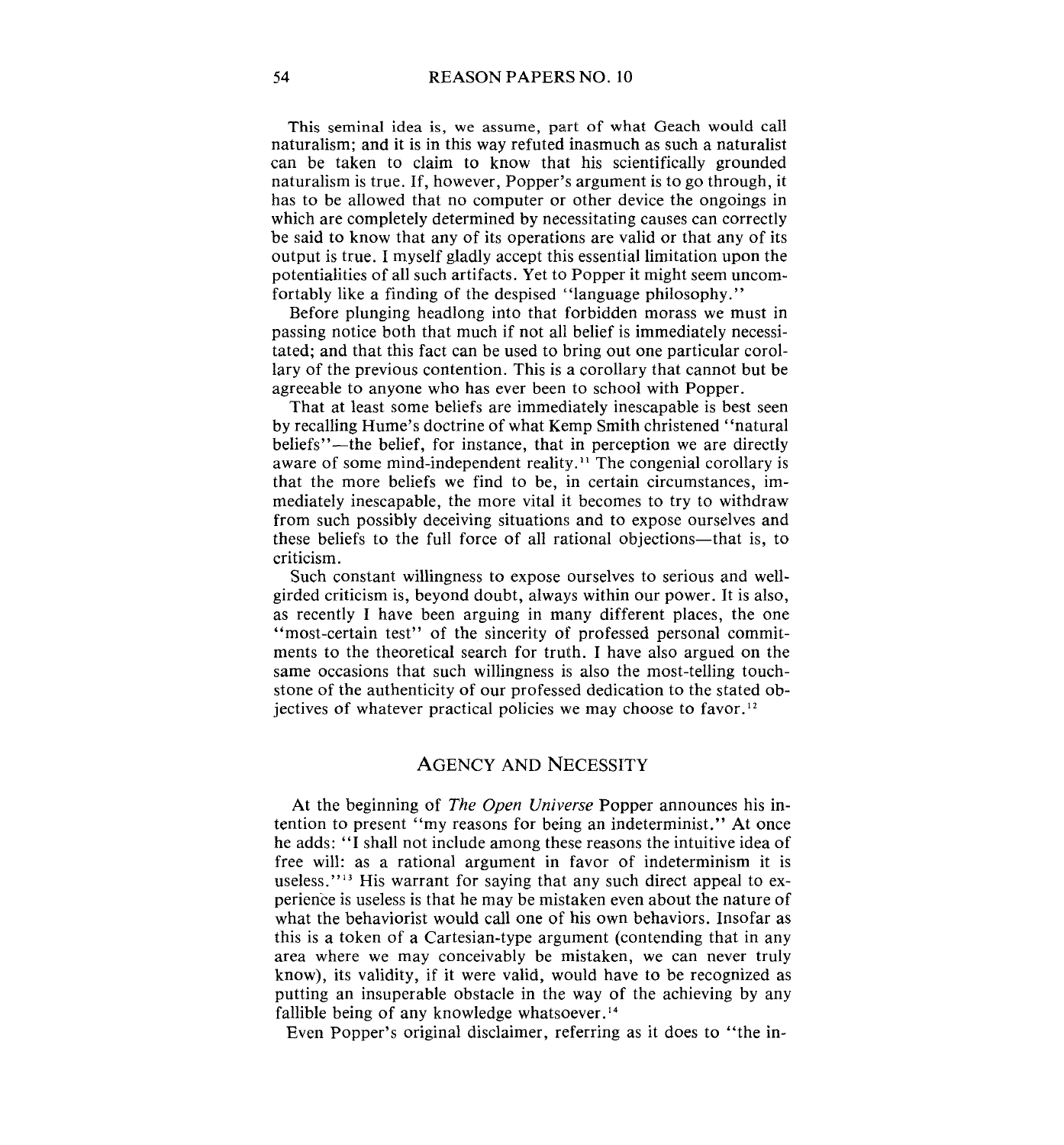This seminal idea is, we assume, part of what Geach would call naturalism; and it is in this way refuted inasmuch as such a naturalist can be taken to claim to know that his scientifically grounded naturalism is true. If, however, Popper's argument is to go through, it has to be allowed that no computer or other device the ongoings in which are completely determined by necessitating causes can correctly be said to know that any of its operations are valid or that any of its output is true. I myself gladly accept this essential limitation upon the potentialities of all such artifacts. Yet to Popper it might seem uncomfortably like a finding of the despised "language philosophy."

Before plunging headlong into that forbidden morass we must in passing notice both that much if not all belief is immediately necessitated; and that this fact can be used to bring out one particular corollary of the previous contention. This is a corollary that cannot but be agreeable to anyone who has ever been to school with Popper.

That at least some beliefs are immediately inescapable is best seen by recalling Hume's doctrine of what Kemp Smith christened "natural beliefs"—the belief, for instance, that in perception we are directly aware of some mind-independent reality.[11] The congenial corollary is that the more beliefs we find to be, in certain circumstances, immediately inescapable, the more vital it becomes to try to withdraw from such possibly deceiving situations and to expose ourselves and these beliefs to the full force of all rational objections—that is, to criticism.

Such constant willingness to expose ourselves to serious and well-girded criticism is, beyond doubt, always within our power. It is also, as recently I have been arguing in many different places, the one "most-certain test" of the sincerity of professed personal commitments to the theoretical search for truth. I have also argued on the same occasions that such willingness is also the most-telling touchstone of the authenticity of our professed dedication to the stated objectives of whatever practical policies we may choose to favor.[12]

## AGENCY AND NECESSITY

At the beginning of *The Open Universe* Popper announces his intention to present "my reasons for being an indeterminist." At once he adds: "I shall not include among these reasons the intuitive idea of free will: as a rational argument in favor of indeterminism it is useless."[13] His warrant for saying that any such direct appeal to experience is useless is that he may be mistaken even about the nature of what the behaviorist would call one of his own behaviors. Insofar as this is a token of a Cartesian-type argument (contending that in any area where we may conceivably be mistaken, we can never truly know), its validity, if it were valid, would have to be recognized as putting an insuperable obstacle in the way of the achieving by any fallible being of any knowledge whatsoever.[14]

Even Popper's original disclaimer, referring as it does to "the in-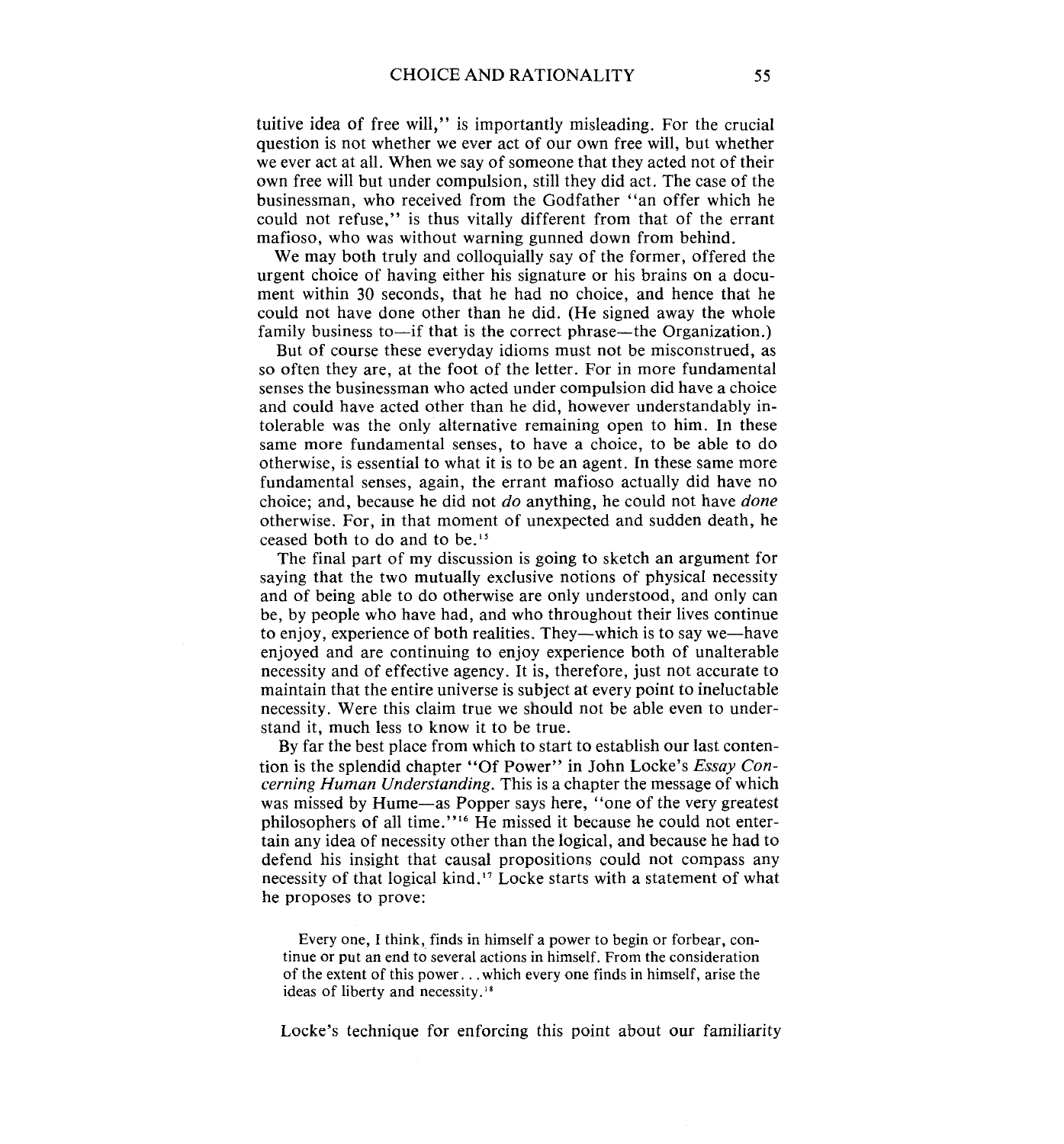tuitive idea of free will," is importantly misleading. For the crucial question is not whether we ever act of our own free will, but whether we ever act at all. When we say of someone that they acted not of their own free will but under compulsion, still they did act. The case of the businessman, who received from the Godfather "an offer which he could not refuse," is thus vitally different from that of the errant mafioso, who was without warning gunned down from behind.

We may both truly and colloquially say of the former, offered the urgent choice of having either his signature or his brains on a document within 30 seconds, that he had no choice, and hence that he could not have done other than he did. (He signed away the whole family business to—if that is the correct phrase—the Organization.)

But of course these everyday idioms must not be misconstrued, as so often they are, at the foot of the letter. For in more fundamental senses the businessman who acted under compulsion did have a choice and could have acted other than he did, however understandably intolerable was the only alternative remaining open to him. In these same more fundamental senses, to have a choice, to be able to do otherwise, is essential to what it is to be an agent. In these same more fundamental senses, again, the errant mafioso actually did have no choice; and, because he did not *do* anything, he could not have *done* otherwise. For, in that moment of unexpected and sudden death, he ceased both to do and to be.[15]

The final part of my discussion is going to sketch an argument for saying that the two mutually exclusive notions of physical necessity and of being able to do otherwise are only understood, and only can be, by people who have had, and who throughout their lives continue to enjoy, experience of both realities. They—which is to say we—have enjoyed and are continuing to enjoy experience both of unalterable necessity and of effective agency. It is, therefore, just not accurate to maintain that the entire universe is subject at every point to ineluctable necessity. Were this claim true we should not be able even to understand it, much less to know it to be true.

By far the best place from which to start to establish our last contention is the splendid chapter "Of Power" in John Locke's *Essay Concerning Human Understanding*. This is a chapter the message of which was missed by Hume—as Popper says here, "one of the very greatest philosophers of all time."[16] He missed it because he could not entertain any idea of necessity other than the logical, and because he had to defend his insight that causal propositions could not compass any necessity of that logical kind.[17] Locke starts with a statement of what he proposes to prove:

> Every one, I think, finds in himself a power to begin or forbear, continue or put an end to several actions in himself. From the consideration of the extent of this power. . . which every one finds in himself, arise the ideas of liberty and necessity.[18]

Locke's technique for enforcing this point about our familiarity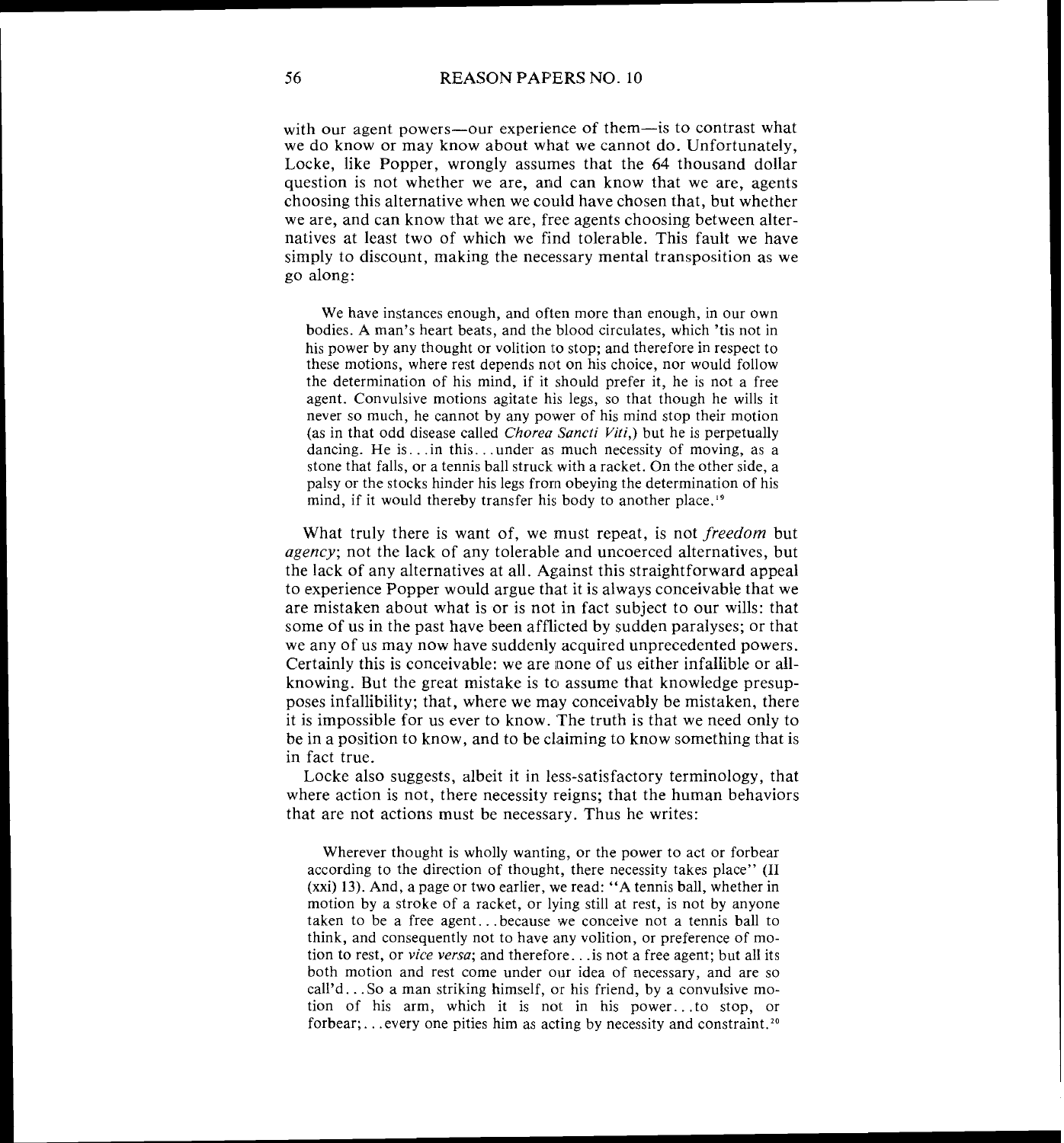with our agent powers—our experience of them—is to contrast what we do know or may know about what we cannot do. Unfortunately, Locke, like Popper, wrongly assumes that the 64 thousand dollar question is not whether we are, and can know that we are, agents choosing this alternative when we could have chosen that, but whether we are, and can know that we are, free agents choosing between alternatives at least two of which we find tolerable. This fault we have simply to discount, making the necessary mental transposition as we go along:

> We have instances enough, and often more than enough, in our own bodies. A man's heart beats, and the blood circulates, which 'tis not in his power by any thought or volition to stop; and therefore in respect to these motions, where rest depends not on his choice, nor would follow the determination of his mind, if it should prefer it, he is not a free agent. Convulsive motions agitate his legs, so that though he wills it never so much, he cannot by any power of his mind stop their motion (as in that odd disease called *Chorea Sancti Viti*,) but he is perpetually dancing. He is...in this...under as much necessity of moving, as a stone that falls, or a tennis ball struck with a racket. On the other side, a palsy or the stocks hinder his legs from obeying the determination of his mind, if it would thereby transfer his body to another place.[19]

What truly there is want of, we must repeat, is not *freedom* but *agency*; not the lack of any tolerable and uncoerced alternatives, but the lack of any alternatives at all. Against this straightforward appeal to experience Popper would argue that it is always conceivable that we are mistaken about what is or is not in fact subject to our wills: that some of us in the past have been afflicted by sudden paralyses; or that we any of us may now have suddenly acquired unprecedented powers. Certainly this is conceivable: we are none of us either infallible or all-knowing. But the great mistake is to assume that knowledge presupposes infallibility; that, where we may conceivably be mistaken, there it is impossible for us ever to know. The truth is that we need only to be in a position to know, and to be claiming to know something that is in fact true.

Locke also suggests, albeit it in less-satisfactory terminology, that where action is not, there necessity reigns; that the human behaviors that are not actions must be necessary. Thus he writes:

> Wherever thought is wholly wanting, or the power to act or forbear according to the direction of thought, there necessity takes place" (II (xxi) 13). And, a page or two earlier, we read: "A tennis ball, whether in motion by a stroke of a racket, or lying still at rest, is not by anyone taken to be a free agent...because we conceive not a tennis ball to think, and consequently not to have any volition, or preference of motion to rest, or *vice versa*; and therefore...is not a free agent; but all its both motion and rest come under our idea of necessary, and are so call'd...So a man striking himself, or his friend, by a convulsive motion of his arm, which it is not in his power...to stop, or forbear;...every one pities him as acting by necessity and constraint.[20]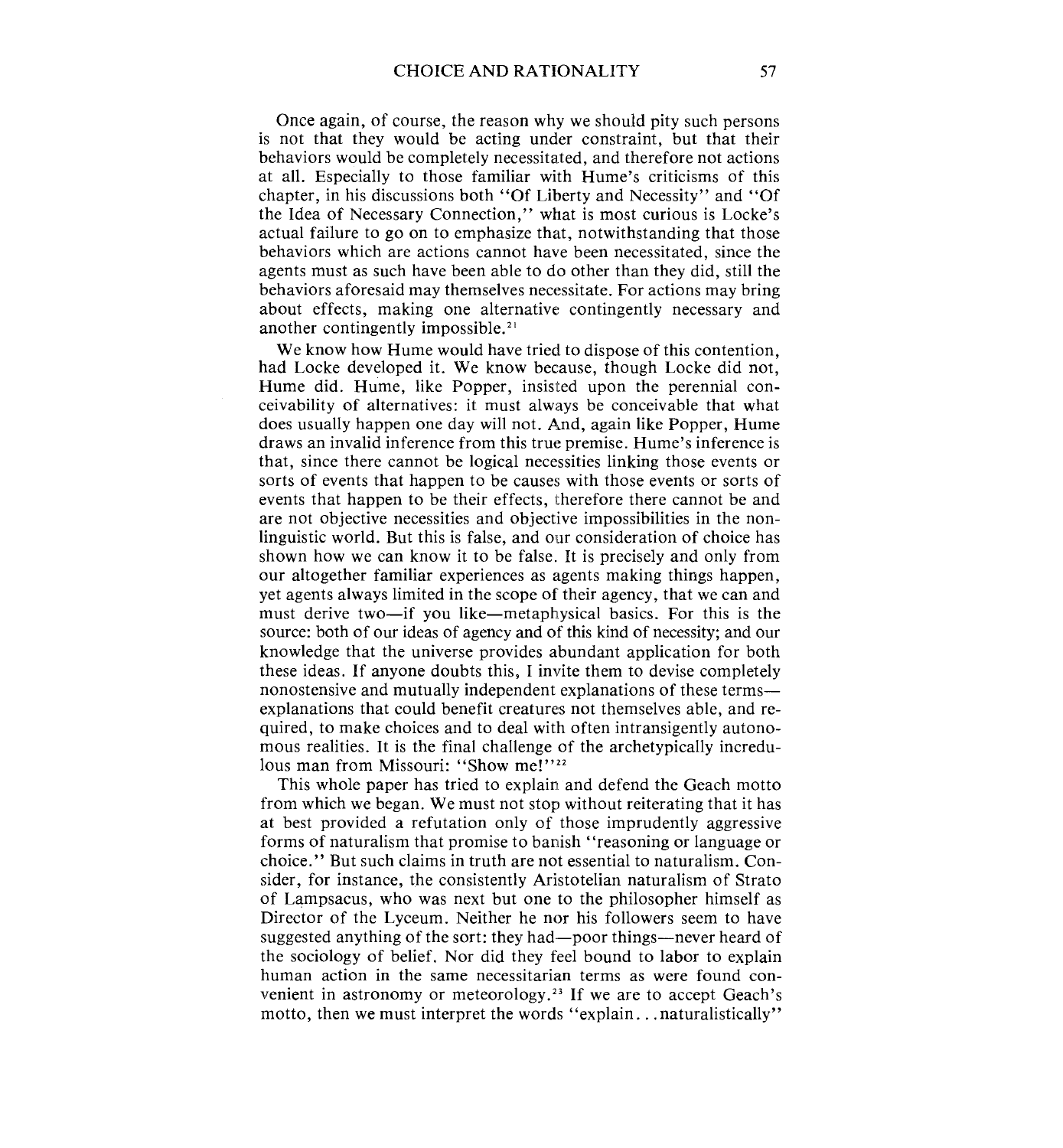Once again, of course, the reason why we should pity such persons is not that they would be acting under constraint, but that their behaviors would be completely necessitated, and therefore not actions at all. Especially to those familiar with Hume's criticisms of this chapter, in his discussions both "Of Liberty and Necessity" and "Of the Idea of Necessary Connection," what is most curious is Locke's actual failure to go on to emphasize that, notwithstanding that those behaviors which are actions cannot have been necessitated, since the agents must as such have been able to do other than they did, still the behaviors aforesaid may themselves necessitate. For actions may bring about effects, making one alternative contingently necessary and another contingently impossible.[21]

We know how Hume would have tried to dispose of this contention, had Locke developed it. We know because, though Locke did not, Hume did. Hume, like Popper, insisted upon the perennial conceivability of alternatives: it must always be conceivable that what does usually happen one day will not. And, again like Popper, Hume draws an invalid inference from this true premise. Hume's inference is that, since there cannot be logical necessities linking those events or sorts of events that happen to be causes with those events or sorts of events that happen to be their effects, therefore there cannot be and are not objective necessities and objective impossibilities in the nonlinguistic world. But this is false, and our consideration of choice has shown how we can know it to be false. It is precisely and only from our altogether familiar experiences as agents making things happen, yet agents always limited in the scope of their agency, that we can and must derive two—if you like—metaphysical basics. For this is the source: both of our ideas of agency and of this kind of necessity; and our knowledge that the universe provides abundant application for both these ideas. If anyone doubts this, I invite them to devise completely nonostensive and mutually independent explanations of these terms—explanations that could benefit creatures not themselves able, and required, to make choices and to deal with often intransigently autonomous realities. It is the final challenge of the archetypically incredulous man from Missouri: "Show me!"[22]

This whole paper has tried to explain and defend the Geach motto from which we began. We must not stop without reiterating that it has at best provided a refutation only of those imprudently aggressive forms of naturalism that promise to banish "reasoning or language or choice." But such claims in truth are not essential to naturalism. Consider, for instance, the consistently Aristotelian naturalism of Strato of Lampsacus, who was next but one to the philosopher himself as Director of the Lyceum. Neither he nor his followers seem to have suggested anything of the sort: they had—poor things—never heard of the sociology of belief. Nor did they feel bound to labor to explain human action in the same necessitarian terms as were found convenient in astronomy or meteorology.[23] If we are to accept Geach's motto, then we must interpret the words "explain. . . naturalistically"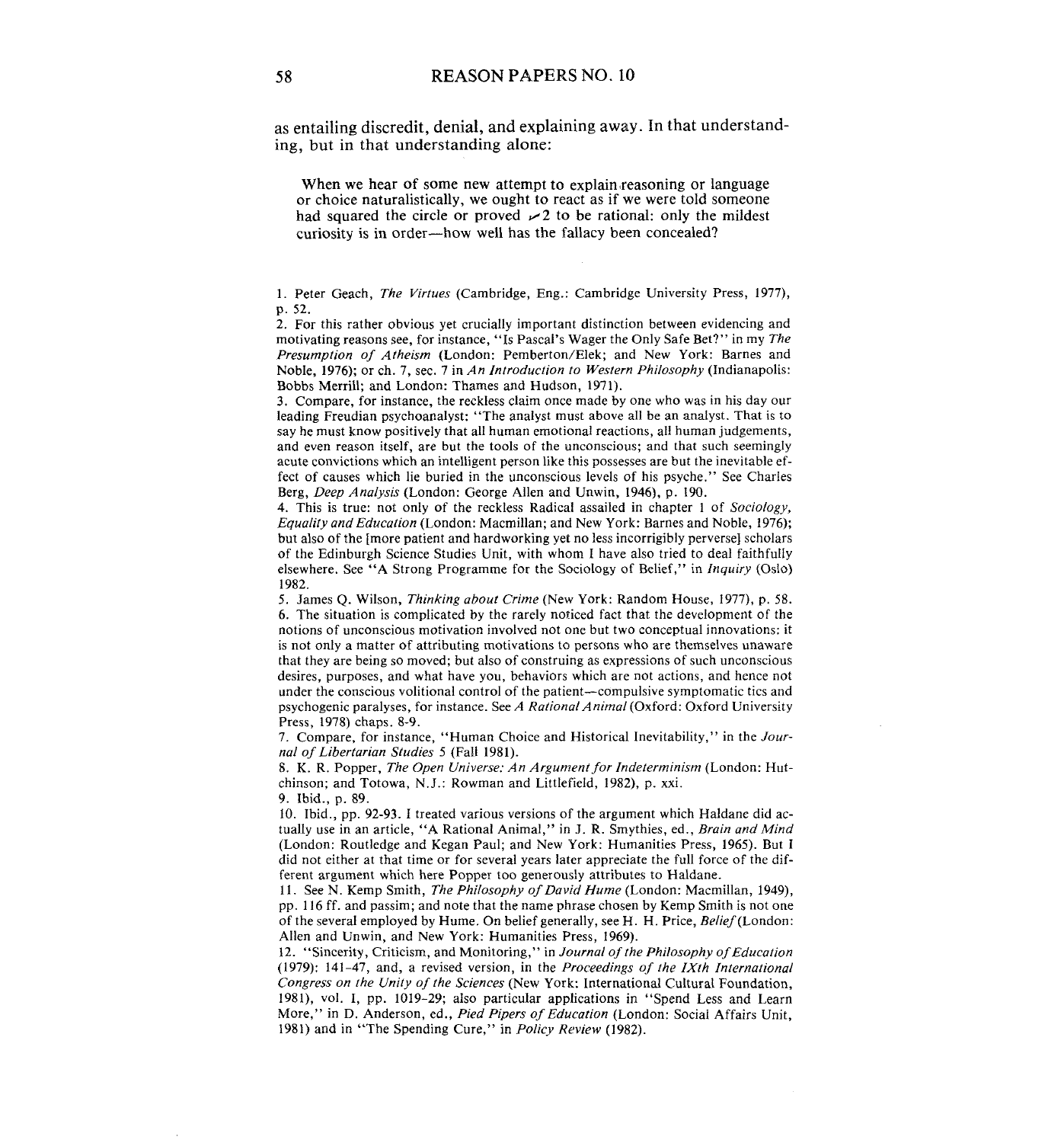as entailing discredit, denial, and explaining away. In that understanding, but in that understanding alone:

> When we hear of some new attempt to explain reasoning or language or choice naturalistically, we ought to react as if we were told someone had squared the circle or proved $\sqrt{2}$ to be rational: only the mildest curiosity is in order—how well has the fallacy been concealed?

1. Peter Geach, *The Virtues* (Cambridge, Eng.: Cambridge University Press, 1977), p. 52.
2. For this rather obvious yet crucially important distinction between evidencing and motivating reasons see, for instance, "Is Pascal's Wager the Only Safe Bet?" in my *The Presumption of Atheism* (London: Pemberton/Elek; and New York: Barnes and Noble, 1976); or ch. 7, sec. 7 in *An Introduction to Western Philosophy* (Indianapolis: Bobbs Merrill; and London: Thames and Hudson, 1971).
3. Compare, for instance, the reckless claim once made by one who was in his day our leading Freudian psychoanalyst: "The analyst must above all be an analyst. That is to say he must know positively that all human emotional reactions, all human judgements, and even reason itself, are but the tools of the unconscious; and that such seemingly acute convictions which an intelligent person like this possesses are but the inevitable effect of causes which lie buried in the unconscious levels of his psyche." See Charles Berg, *Deep Analysis* (London: George Allen and Unwin, 1946), p. 190.
4. This is true: not only of the reckless Radical assailed in chapter 1 of *Sociology, Equality and Education* (London: Macmillan; and New York: Barnes and Noble, 1976); but also of the [more patient and hardworking yet no less incorrigibly perverse] scholars of the Edinburgh Science Studies Unit, with whom I have also tried to deal faithfully elsewhere. See "A Strong Programme for the Sociology of Belief," in *Inquiry* (Oslo) 1982.
5. James Q. Wilson, *Thinking about Crime* (New York: Random House, 1977), p. 58.
6. The situation is complicated by the rarely noticed fact that the development of the notions of unconscious motivation involved not one but two conceptual innovations: it is not only a matter of attributing motivations to persons who are themselves unaware that they are being so moved; but also of construing as expressions of such unconscious desires, purposes, and what have you, behaviors which are not actions, and hence not under the conscious volitional control of the patient—compulsive symptomatic tics and psychogenic paralyses, for instance. See *A Rational Animal* (Oxford: Oxford University Press, 1978) chaps. 8-9.
7. Compare, for instance, "Human Choice and Historical Inevitability," in the *Journal of Libertarian Studies* 5 (Fall 1981).
8. K. R. Popper, *The Open Universe: An Argument for Indeterminism* (London: Hutchinson; and Totowa, N.J.: Rowman and Littlefield, 1982), p. xxi.
9. Ibid., p. 89.
10. Ibid., pp. 92-93. I treated various versions of the argument which Haldane did actually use in an article, "A Rational Animal," in J. R. Smythies, ed., *Brain and Mind* (London: Routledge and Kegan Paul; and New York: Humanities Press, 1965). But I did not either at that time or for several years later appreciate the full force of the different argument which here Popper too generously attributes to Haldane.
11. See N. Kemp Smith, *The Philosophy of David Hume* (London: Macmillan, 1949), pp. 116 ff. and passim; and note that the name phrase chosen by Kemp Smith is not one of the several employed by Hume. On belief generally, see H. H. Price, *Belief* (London: Allen and Unwin, and New York: Humanities Press, 1969).
12. "Sincerity, Criticism, and Monitoring," in *Journal of the Philosophy of Education* (1979): 141-47, and, a revised version, in the *Proceedings of the IXth International Congress on the Unity of the Sciences* (New York: International Cultural Foundation, 1981), vol. I, pp. 1019-29; also particular applications in "Spend Less and Learn More," in D. Anderson, ed., *Pied Pipers of Education* (London: Social Affairs Unit, 1981) and in "The Spending Cure," in *Policy Review* (1982).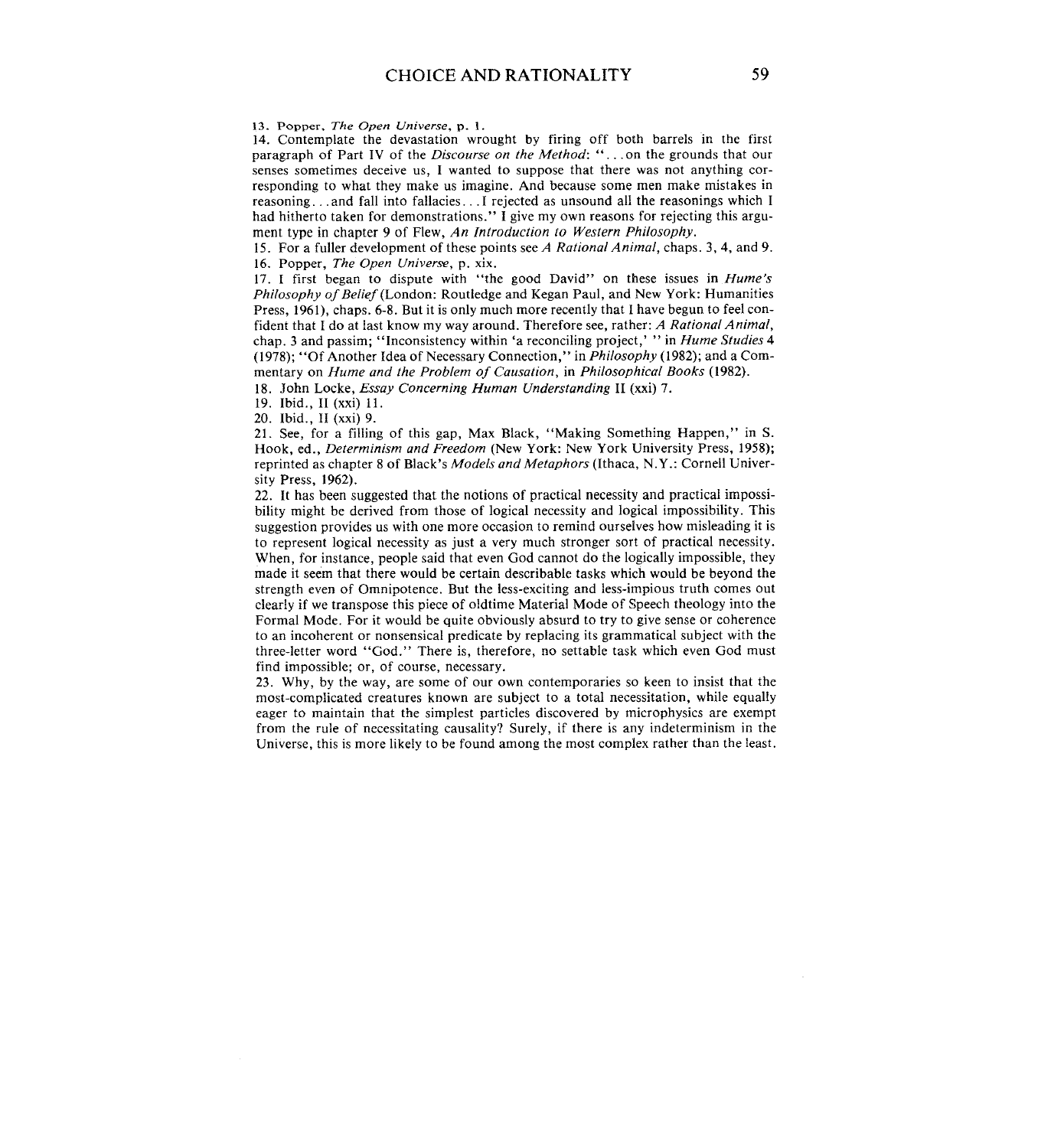13. Popper, *The Open Universe*, p. 1.

14. Contemplate the devastation wrought by firing off both barrels in the first paragraph of Part IV of the *Discourse on the Method*: "...on the grounds that our senses sometimes deceive us, I wanted to suppose that there was not anything corresponding to what they make us imagine. And because some men make mistakes in reasoning...and fall into fallacies...I rejected as unsound all the reasonings which I had hitherto taken for demonstrations." I give my own reasons for rejecting this argument type in chapter 9 of Flew, *An Introduction to Western Philosophy*.

15. For a fuller development of these points see *A Rational Animal*, chaps. 3, 4, and 9.

16. Popper, *The Open Universe*, p. xix.

17. I first began to dispute with "the good David" on these issues in *Hume's Philosophy of Belief* (London: Routledge and Kegan Paul, and New York: Humanities Press, 1961), chaps. 6-8. But it is only much more recently that I have begun to feel confident that I do at last know my way around. Therefore see, rather: *A Rational Animal*, chap. 3 and passim; "Inconsistency within 'a reconciling project,' " in *Hume Studies* 4 (1978); "Of Another Idea of Necessary Connection," in *Philosophy* (1982); and a Commentary on *Hume and the Problem of Causation*, in *Philosophical Books* (1982).

18. John Locke, *Essay Concerning Human Understanding* II (xxi) 7.

19. Ibid., II (xxi) 11.

20. Ibid., II (xxi) 9.

21. See, for a filling of this gap, Max Black, "Making Something Happen," in S. Hook, ed., *Determinism and Freedom* (New York: New York University Press, 1958); reprinted as chapter 8 of Black's *Models and Metaphors* (Ithaca, N.Y.: Cornell University Press, 1962).

22. It has been suggested that the notions of practical necessity and practical impossibility might be derived from those of logical necessity and logical impossibility. This suggestion provides us with one more occasion to remind ourselves how misleading it is to represent logical necessity as just a very much stronger sort of practical necessity. When, for instance, people said that even God cannot do the logically impossible, they made it seem that there would be certain describable tasks which would be beyond the strength even of Omnipotence. But the less-exciting and less-impious truth comes out clearly if we transpose this piece of oldtime Material Mode of Speech theology into the Formal Mode. For it would be quite obviously absurd to try to give sense or coherence to an incoherent or nonsensical predicate by replacing its grammatical subject with the three-letter word "God." There is, therefore, no settable task which even God must find impossible; or, of course, necessary.

23. Why, by the way, are some of our own contemporaries so keen to insist that the most-complicated creatures known are subject to a total necessitation, while equally eager to maintain that the simplest particles discovered by microphysics are exempt from the rule of necessitating causality? Surely, if there is any indeterminism in the Universe, this is more likely to be found among the most complex rather than the least.